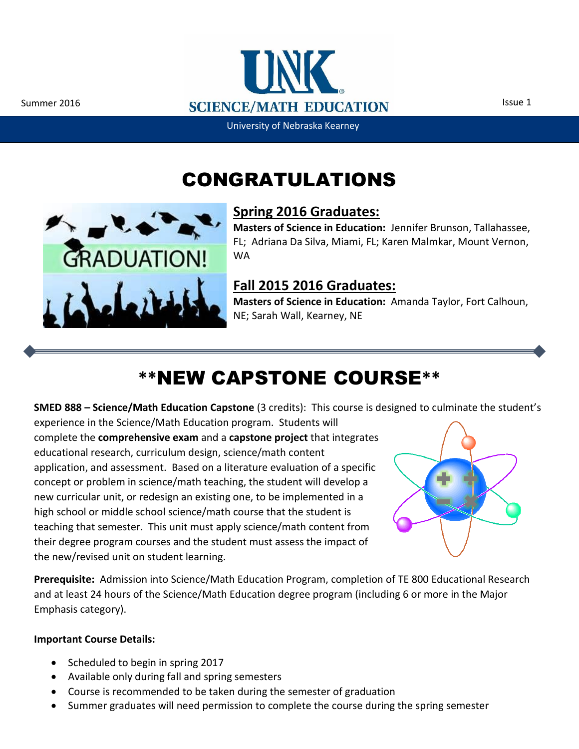Summer 2016

Issue 1

# UNK SCIENCE/MATH EDUCATION

University of Nebraska Kearney

# CONGRATULATIONS

## Spring 2016 Graduates:

**Masters of Science in Education:** Jennifer Brunson, Tallahassee, FL; Adriana Da Silva, Miami, FL; Karen Malmkar, Mount Vernon, WA

## Fall 2015 2016 Graduates:

**Masters of Science in Education:** Amanda Taylor, Fort Calhoun, NE; Sarah Wall, Kearney, NE

# **NEW CAPSTONE COURSE**

**SMED 888 – Science/Math Education Capstone** (3 credits): This course is designed to culminate the student's experience in the Science/Math Education program. Students will complete the **comprehensive exam** and a **capstone project** that integrates educational research, curriculum design, science/math content application, and assessment. Based on a literature evaluation of a specific concept or problem in science/math teaching, the student will develop a new curricular unit, or redesign an existing one, to be implemented in a high school or middle school science/math course that the student is teaching that semester. This unit must apply science/math content from their degree program courses and the student must assess the impact of the new/revised unit on student learning.

**Prerequisite:** Admission into Science/Math Education Program, completion of TE 800 Educational Research and at least 24 hours of the Science/Math Education degree program (including 6 or more in the Major Emphasis category).

**Important Course Details:**

- Scheduled to begin in spring 2017
- Available only during fall and spring semesters
- Course is recommended to be taken during the semester of graduation
- Summer graduates will need permission to complete the course during the spring semester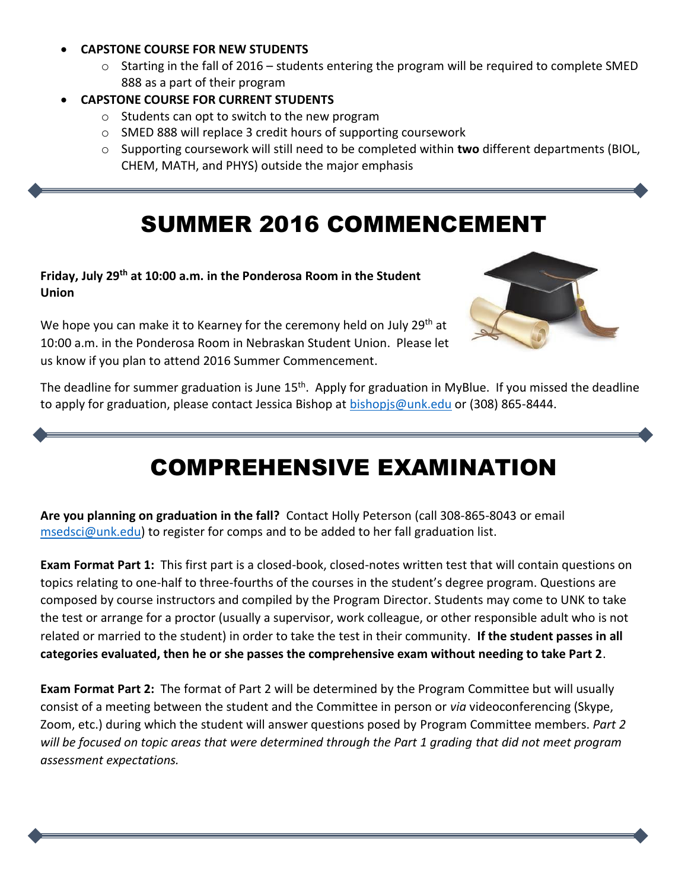- **CAPSTONE COURSE FOR NEW STUDENTS**
  - Starting in the fall of 2016 – students entering the program will be required to complete SMED 888 as a part of their program
- **CAPSTONE COURSE FOR CURRENT STUDENTS**
  - Students can opt to switch to the new program
  - SMED 888 will replace 3 credit hours of supporting coursework
  - Supporting coursework will still need to be completed within **two** different departments (BIOL, CHEM, MATH, and PHYS) outside the major emphasis

# SUMMER 2016 COMMENCEMENT

**Friday, July 29th at 10:00 a.m. in the Ponderosa Room in the Student Union**

We hope you can make it to Kearney for the ceremony held on July 29th at 10:00 a.m. in the Ponderosa Room in Nebraskan Student Union. Please let us know if you plan to attend 2016 Summer Commencement.

The deadline for summer graduation is June 15th. Apply for graduation in MyBlue. If you missed the deadline to apply for graduation, please contact Jessica Bishop at bishopjs@unk.edu or (308) 865-8444.

# COMPREHENSIVE EXAMINATION

**Are you planning on graduation in the fall?** Contact Holly Peterson (call 308-865-8043 or email msedsci@unk.edu) to register for comps and to be added to her fall graduation list.

**Exam Format Part 1:** This first part is a closed-book, closed-notes written test that will contain questions on topics relating to one-half to three-fourths of the courses in the student's degree program. Questions are composed by course instructors and compiled by the Program Director. Students may come to UNK to take the test or arrange for a proctor (usually a supervisor, work colleague, or other responsible adult who is not related or married to the student) in order to take the test in their community. **If the student passes in all categories evaluated, then he or she passes the comprehensive exam without needing to take Part 2**.

**Exam Format Part 2:** The format of Part 2 will be determined by the Program Committee but will usually consist of a meeting between the student and the Committee in person or *via* videoconferencing (Skype, Zoom, etc.) during which the student will answer questions posed by Program Committee members. *Part 2 will be focused on topic areas that were determined through the Part 1 grading that did not meet program assessment expectations.*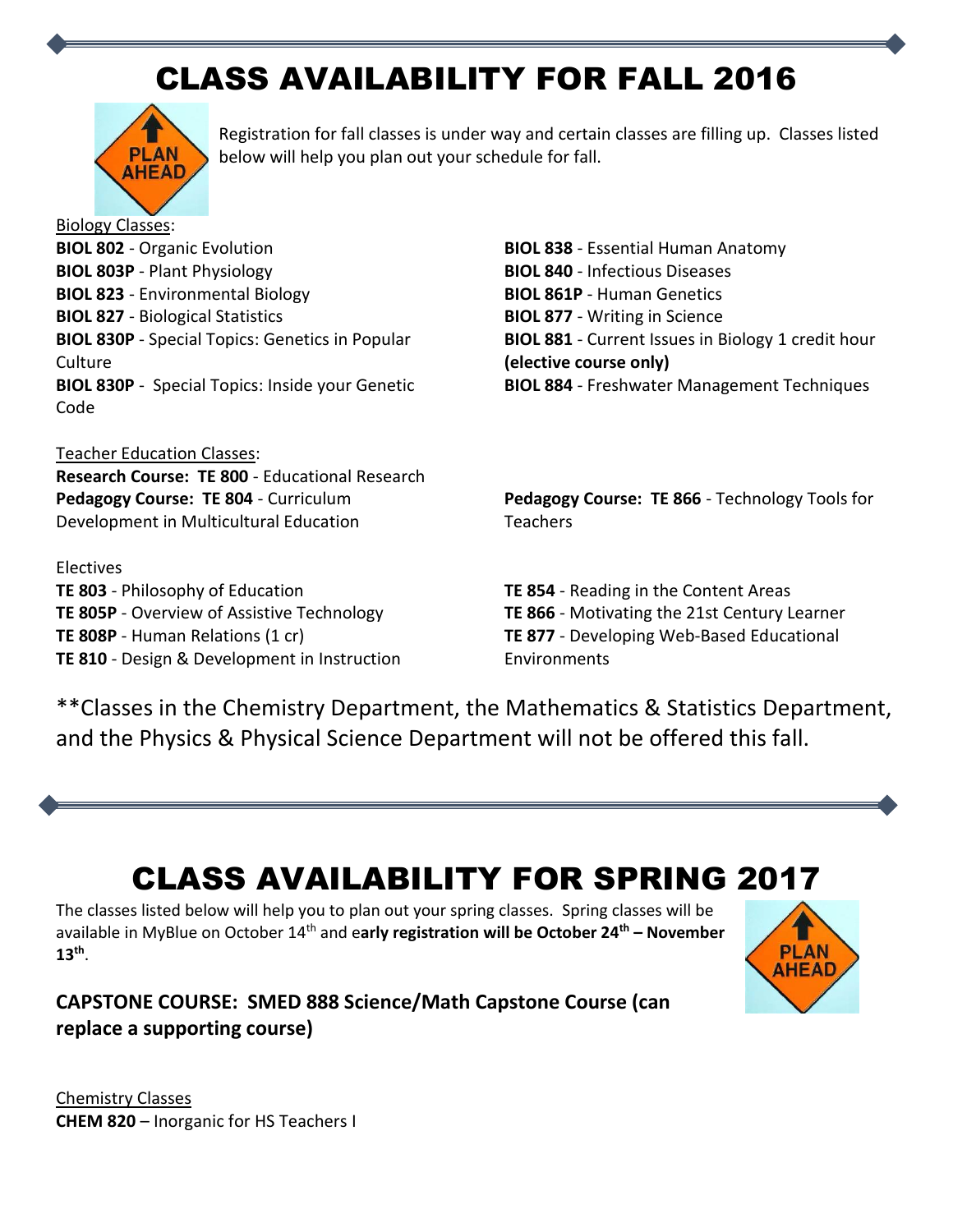# CLASS AVAILABILITY FOR FALL 2016

Registration for fall classes is under way and certain classes are filling up. Classes listed below will help you plan out your schedule for fall.

Biology Classes:

**BIOL 802** - Organic Evolution
**BIOL 803P** - Plant Physiology
**BIOL 823** - Environmental Biology
**BIOL 827** - Biological Statistics
**BIOL 830P** - Special Topics: Genetics in Popular Culture
**BIOL 830P** - Special Topics: Inside your Genetic Code
**BIOL 838** - Essential Human Anatomy
**BIOL 840** - Infectious Diseases
**BIOL 861P** - Human Genetics
**BIOL 877** - Writing in Science
**BIOL 881** - Current Issues in Biology 1 credit hour **(elective course only)**
**BIOL 884** - Freshwater Management Techniques

Teacher Education Classes:

**Research Course: TE 800** - Educational Research
**Pedagogy Course: TE 804** - Curriculum Development in Multicultural Education
**Pedagogy Course: TE 866** - Technology Tools for Teachers

Electives

**TE 803** - Philosophy of Education
**TE 805P** - Overview of Assistive Technology
**TE 808P** - Human Relations (1 cr)
**TE 810** - Design & Development in Instruction
**TE 854** - Reading in the Content Areas
**TE 866** - Motivating the 21st Century Learner
**TE 877** - Developing Web-Based Educational Environments

**Classes in the Chemistry Department, the Mathematics & Statistics Department, and the Physics & Physical Science Department will not be offered this fall.

# CLASS AVAILABILITY FOR SPRING 2017

The classes listed below will help you to plan out your spring classes. Spring classes will be available in MyBlue on October 14th and e**arly registration will be October 24th – November 13th**.

**CAPSTONE COURSE: SMED 888 Science/Math Capstone Course (can replace a supporting course)**

Chemistry Classes

**CHEM 820** – Inorganic for HS Teachers I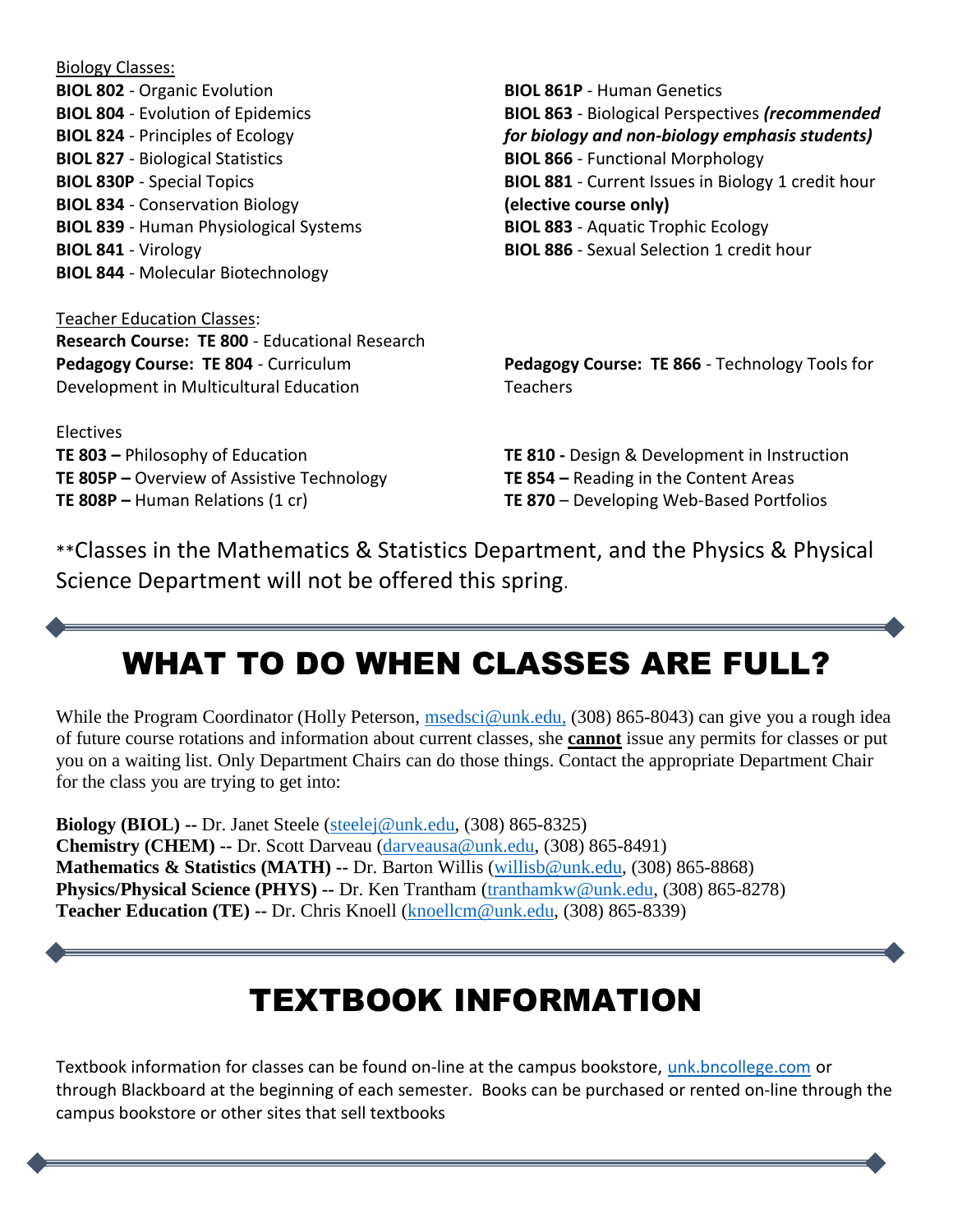<u>Biology Classes:</u>

**BIOL 802** - Organic Evolution
**BIOL 804** - Evolution of Epidemics
**BIOL 824** - Principles of Ecology
**BIOL 827** - Biological Statistics
**BIOL 830P** - Special Topics
**BIOL 834** - Conservation Biology
**BIOL 839** - Human Physiological Systems
**BIOL 841** - Virology
**BIOL 844** - Molecular Biotechnology
**BIOL 861P** - Human Genetics
**BIOL 863** - Biological Perspectives ***(recommended for biology and non-biology emphasis students)***
**BIOL 866** - Functional Morphology
**BIOL 881** - Current Issues in Biology 1 credit hour **(elective course only)**
**BIOL 883** - Aquatic Trophic Ecology
**BIOL 886** - Sexual Selection 1 credit hour

<u>Teacher Education Classes</u>:

**Research Course: TE 800** - Educational Research
**Pedagogy Course: TE 804** - Curriculum Development in Multicultural Education
**Pedagogy Course: TE 866** - Technology Tools for Teachers

Electives

**TE 803 –** Philosophy of Education
**TE 805P –** Overview of Assistive Technology
**TE 808P –** Human Relations (1 cr)
**TE 810 -** Design & Development in Instruction
**TE 854 –** Reading in the Content Areas
**TE 870** – Developing Web-Based Portfolios

**Classes in the Mathematics & Statistics Department, and the Physics & Physical Science Department will not be offered this spring.

# WHAT TO DO WHEN CLASSES ARE FULL?

While the Program Coordinator (Holly Peterson, msedsci@unk.edu, (308) 865-8043) can give you a rough idea of future course rotations and information about current classes, she **<u>cannot</u>** issue any permits for classes or put you on a waiting list. Only Department Chairs can do those things. Contact the appropriate Department Chair for the class you are trying to get into:

**Biology (BIOL) --** Dr. Janet Steele (steelej@unk.edu, (308) 865-8325)
**Chemistry (CHEM) --** Dr. Scott Darveau (darveausa@unk.edu, (308) 865-8491)
**Mathematics & Statistics (MATH) --** Dr. Barton Willis (willisb@unk.edu, (308) 865-8868)
**Physics/Physical Science (PHYS) --** Dr. Ken Trantham (tranthamkw@unk.edu, (308) 865-8278)
**Teacher Education (TE) --** Dr. Chris Knoell (knoellcm@unk.edu, (308) 865-8339)

# TEXTBOOK INFORMATION

Textbook information for classes can be found on-line at the campus bookstore, unk.bncollege.com or through Blackboard at the beginning of each semester. Books can be purchased or rented on-line through the campus bookstore or other sites that sell textbooks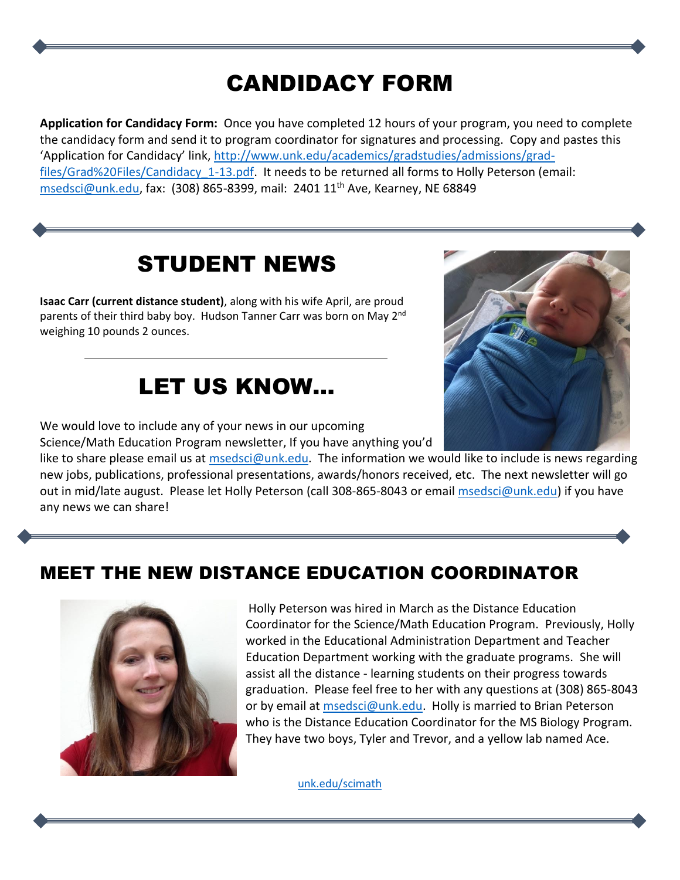# CANDIDACY FORM

**Application for Candidacy Form:** Once you have completed 12 hours of your program, you need to complete the candidacy form and send it to program coordinator for signatures and processing. Copy and pastes this 'Application for Candidacy' link, http://www.unk.edu/academics/gradstudies/admissions/grad-files/Grad%20Files/Candidacy_1-13.pdf. It needs to be returned all forms to Holly Peterson (email: msedsci@unk.edu, fax: (308) 865-8399, mail: 2401 11th Ave, Kearney, NE 68849

# STUDENT NEWS

**Isaac Carr (current distance student)**, along with his wife April, are proud parents of their third baby boy. Hudson Tanner Carr was born on May 2nd weighing 10 pounds 2 ounces.

# LET US KNOW…

We would love to include any of your news in our upcoming Science/Math Education Program newsletter, If you have anything you'd like to share please email us at msedsci@unk.edu. The information we would like to include is news regarding new jobs, publications, professional presentations, awards/honors received, etc. The next newsletter will go out in mid/late august. Please let Holly Peterson (call 308-865-8043 or email msedsci@unk.edu) if you have any news we can share!

# MEET THE NEW DISTANCE EDUCATION COORDINATOR

Holly Peterson was hired in March as the Distance Education Coordinator for the Science/Math Education Program. Previously, Holly worked in the Educational Administration Department and Teacher Education Department working with the graduate programs. She will assist all the distance - learning students on their progress towards graduation. Please feel free to her with any questions at (308) 865-8043 or by email at msedsci@unk.edu. Holly is married to Brian Peterson who is the Distance Education Coordinator for the MS Biology Program. They have two boys, Tyler and Trevor, and a yellow lab named Ace.

unk.edu/scimath